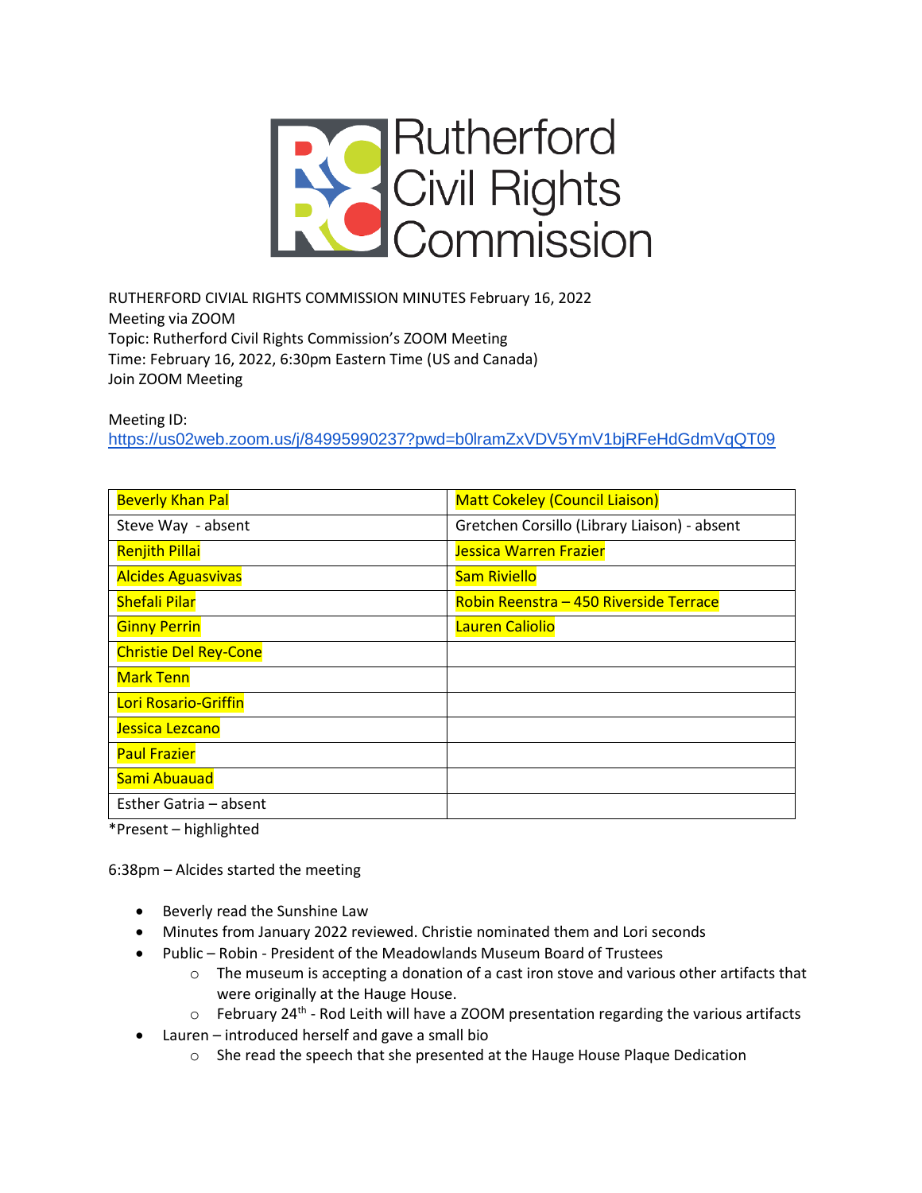Rutherford Civil Rights Commission

RUTHERFORD CIVIAL RIGHTS COMMISSION MINUTES February 16, 2022
Meeting via ZOOM
Topic: Rutherford Civil Rights Commission's ZOOM Meeting
Time: February 16, 2022, 6:30pm Eastern Time (US and Canada)
Join ZOOM Meeting

Meeting ID:
https://us02web.zoom.us/j/84995990237?pwd=b0lramZxVDV5YmV1bjRFeHdGdmVqQT09

| Beverly Khan Pal | Matt Cokeley (Council Liaison) |
|---|---|
| Steve Way - absent | Gretchen Corsillo (Library Liaison) - absent |
| Renjith Pillai | Jessica Warren Frazier |
| Alcides Aguasvivas | Sam Riviello |
| Shefali Pilar | Robin Reenstra – 450 Riverside Terrace |
| Ginny Perrin | Lauren Caliolio |
| Christie Del Rey-Cone | |
| Mark Tenn | |
| Lori Rosario-Griffin | |
| Jessica Lezcano | |
| Paul Frazier | |
| Sami Abuauad | |
| Esther Gatria – absent | |

*Present – highlighted

6:38pm – Alcides started the meeting

- Beverly read the Sunshine Law
- Minutes from January 2022 reviewed. Christie nominated them and Lori seconds
- Public – Robin - President of the Meadowlands Museum Board of Trustees
  - The museum is accepting a donation of a cast iron stove and various other artifacts that were originally at the Hauge House.
  - February 24th - Rod Leith will have a ZOOM presentation regarding the various artifacts
- Lauren – introduced herself and gave a small bio
  - She read the speech that she presented at the Hauge House Plaque Dedication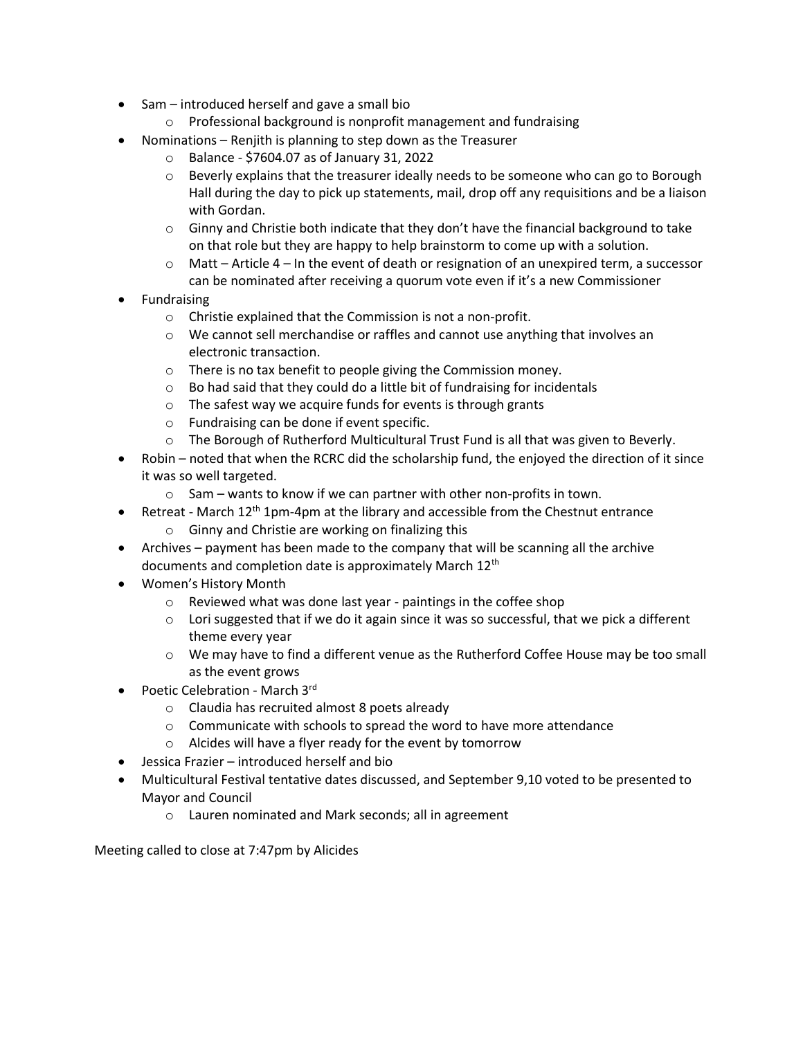- Sam – introduced herself and gave a small bio
  - Professional background is nonprofit management and fundraising
- Nominations – Renjith is planning to step down as the Treasurer
  - Balance - $7604.07 as of January 31, 2022
  - Beverly explains that the treasurer ideally needs to be someone who can go to Borough Hall during the day to pick up statements, mail, drop off any requisitions and be a liaison with Gordan.
  - Ginny and Christie both indicate that they don't have the financial background to take on that role but they are happy to help brainstorm to come up with a solution.
  - Matt – Article 4 – In the event of death or resignation of an unexpired term, a successor can be nominated after receiving a quorum vote even if it's a new Commissioner
- Fundraising
  - Christie explained that the Commission is not a non-profit.
  - We cannot sell merchandise or raffles and cannot use anything that involves an electronic transaction.
  - There is no tax benefit to people giving the Commission money.
  - Bo had said that they could do a little bit of fundraising for incidentals
  - The safest way we acquire funds for events is through grants
  - Fundraising can be done if event specific.
  - The Borough of Rutherford Multicultural Trust Fund is all that was given to Beverly.
- Robin – noted that when the RCRC did the scholarship fund, the enjoyed the direction of it since it was so well targeted.
  - Sam – wants to know if we can partner with other non-profits in town.
- Retreat - March 12th 1pm-4pm at the library and accessible from the Chestnut entrance
  - Ginny and Christie are working on finalizing this
- Archives – payment has been made to the company that will be scanning all the archive documents and completion date is approximately March 12th
- Women's History Month
  - Reviewed what was done last year - paintings in the coffee shop
  - Lori suggested that if we do it again since it was so successful, that we pick a different theme every year
  - We may have to find a different venue as the Rutherford Coffee House may be too small as the event grows
- Poetic Celebration - March 3rd
  - Claudia has recruited almost 8 poets already
  - Communicate with schools to spread the word to have more attendance
  - Alcides will have a flyer ready for the event by tomorrow
- Jessica Frazier – introduced herself and bio
- Multicultural Festival tentative dates discussed, and September 9,10 voted to be presented to Mayor and Council
  - Lauren nominated and Mark seconds; all in agreement

Meeting called to close at 7:47pm by Alicides